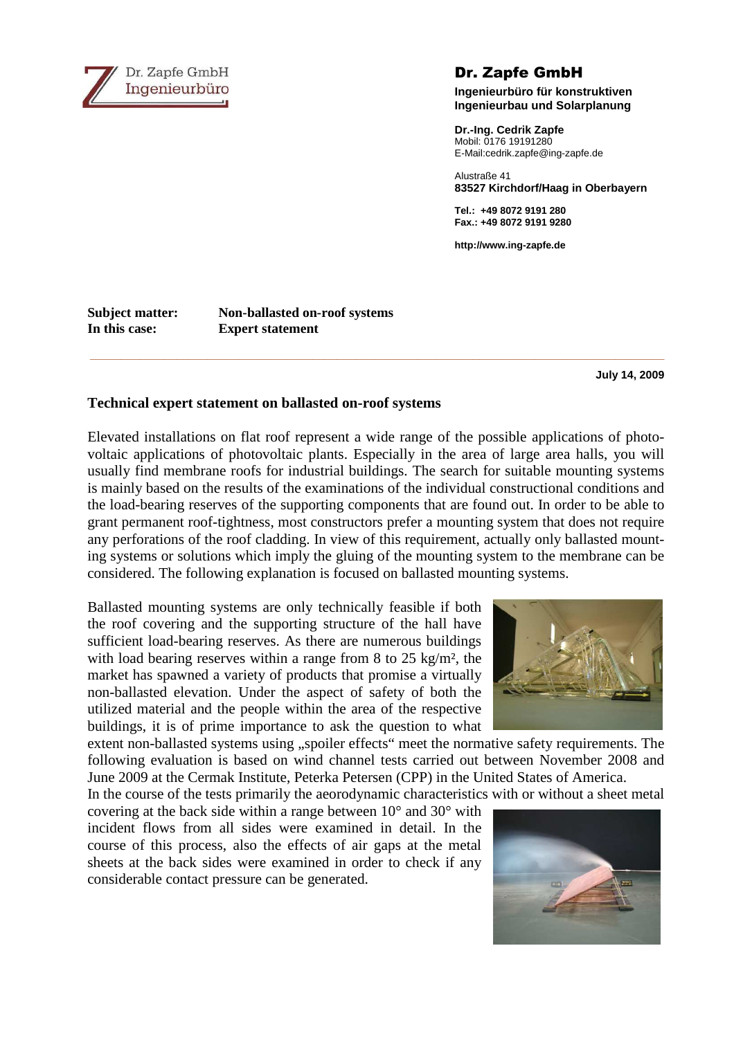Dr. Zapfe GmbH
Ingenieurbüro

## Dr. Zapfe GmbH

**Ingenieurbüro für konstruktiven Ingenieurbau und Solarplanung**

**Dr.-Ing. Cedrik Zapfe**
Mobil: 0176 19191280
E-Mail:cedrik.zapfe@ing-zapfe.de

Alustraße 41
**83527 Kirchdorf/Haag in Oberbayern**

**Tel.: +49 8072 9191 280**
**Fax.: +49 8072 9191 9280**

**http://www.ing-zapfe.de**

**Subject matter:** **Non-ballasted on-roof systems**
**In this case:** **Expert statement**

**July 14, 2009**

### Technical expert statement on ballasted on-roof systems

Elevated installations on flat roof represent a wide range of the possible applications of photovoltaic applications of photovoltaic plants. Especially in the area of large area halls, you will usually find membrane roofs for industrial buildings. The search for suitable mounting systems is mainly based on the results of the examinations of the individual constructional conditions and the load-bearing reserves of the supporting components that are found out. In order to be able to grant permanent roof-tightness, most constructors prefer a mounting system that does not require any perforations of the roof cladding. In view of this requirement, actually only ballasted mounting systems or solutions which imply the gluing of the mounting system to the membrane can be considered. The following explanation is focused on ballasted mounting systems.

Ballasted mounting systems are only technically feasible if both the roof covering and the supporting structure of the hall have sufficient load-bearing reserves. As there are numerous buildings with load bearing reserves within a range from 8 to 25 kg/m², the market has spawned a variety of products that promise a virtually non-ballasted elevation. Under the aspect of safety of both the utilized material and the people within the area of the respective buildings, it is of prime importance to ask the question to what extent non-ballasted systems using „spoiler effects“ meet the normative safety requirements. The following evaluation is based on wind channel tests carried out between November 2008 and June 2009 at the Cermak Institute, Peterka Petersen (CPP) in the United States of America.
In the course of the tests primarily the aerodynamic characteristics with or without a sheet metal covering at the back side within a range between 10° and 30° with incident flows from all sides were examined in detail. In the course of this process, also the effects of air gaps at the metal sheets at the back sides were examined in order to check if any considerable contact pressure can be generated.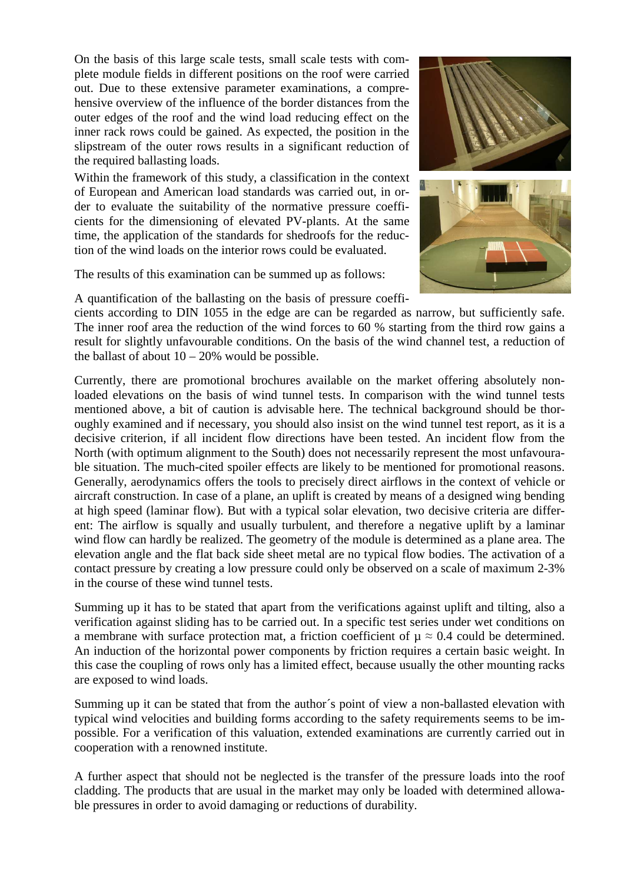On the basis of this large scale tests, small scale tests with complete module fields in different positions on the roof were carried out. Due to these extensive parameter examinations, a comprehensive overview of the influence of the border distances from the outer edges of the roof and the wind load reducing effect on the inner rack rows could be gained. As expected, the position in the slipstream of the outer rows results in a significant reduction of the required ballasting loads.

Within the framework of this study, a classification in the context of European and American load standards was carried out, in order to evaluate the suitability of the normative pressure coefficients for the dimensioning of elevated PV-plants. At the same time, the application of the standards for shedroofs for the reduction of the wind loads on the interior rows could be evaluated.

The results of this examination can be summed up as follows:

A quantification of the ballasting on the basis of pressure coefficients according to DIN 1055 in the edge are can be regarded as narrow, but sufficiently safe. The inner roof area the reduction of the wind forces to 60 % starting from the third row gains a result for slightly unfavourable conditions. On the basis of the wind channel test, a reduction of the ballast of about 10 – 20% would be possible.

Currently, there are promotional brochures available on the market offering absolutely non-loaded elevations on the basis of wind tunnel tests. In comparison with the wind tunnel tests mentioned above, a bit of caution is advisable here. The technical background should be thoroughly examined and if necessary, you should also insist on the wind tunnel test report, as it is a decisive criterion, if all incident flow directions have been tested. An incident flow from the North (with optimum alignment to the South) does not necessarily represent the most unfavourable situation. The much-cited spoiler effects are likely to be mentioned for promotional reasons. Generally, aerodynamics offers the tools to precisely direct airflows in the context of vehicle or aircraft construction. In case of a plane, an uplift is created by means of a designed wing bending at high speed (laminar flow). But with a typical solar elevation, two decisive criteria are different: The airflow is squally and usually turbulent, and therefore a negative uplift by a laminar wind flow can hardly be realized. The geometry of the module is determined as a plane area. The elevation angle and the flat back side sheet metal are no typical flow bodies. The activation of a contact pressure by creating a low pressure could only be observed on a scale of maximum 2-3% in the course of these wind tunnel tests.

Summing up it has to be stated that apart from the verifications against uplift and tilting, also a verification against sliding has to be carried out. In a specific test series under wet conditions on a membrane with surface protection mat, a friction coefficient of $\mu \approx 0.4$ could be determined. An induction of the horizontal power components by friction requires a certain basic weight. In this case the coupling of rows only has a limited effect, because usually the other mounting racks are exposed to wind loads.

Summing up it can be stated that from the author´s point of view a non-ballasted elevation with typical wind velocities and building forms according to the safety requirements seems to be impossible. For a verification of this valuation, extended examinations are currently carried out in cooperation with a renowned institute.

A further aspect that should not be neglected is the transfer of the pressure loads into the roof cladding. The products that are usual in the market may only be loaded with determined allowable pressures in order to avoid damaging or reductions of durability.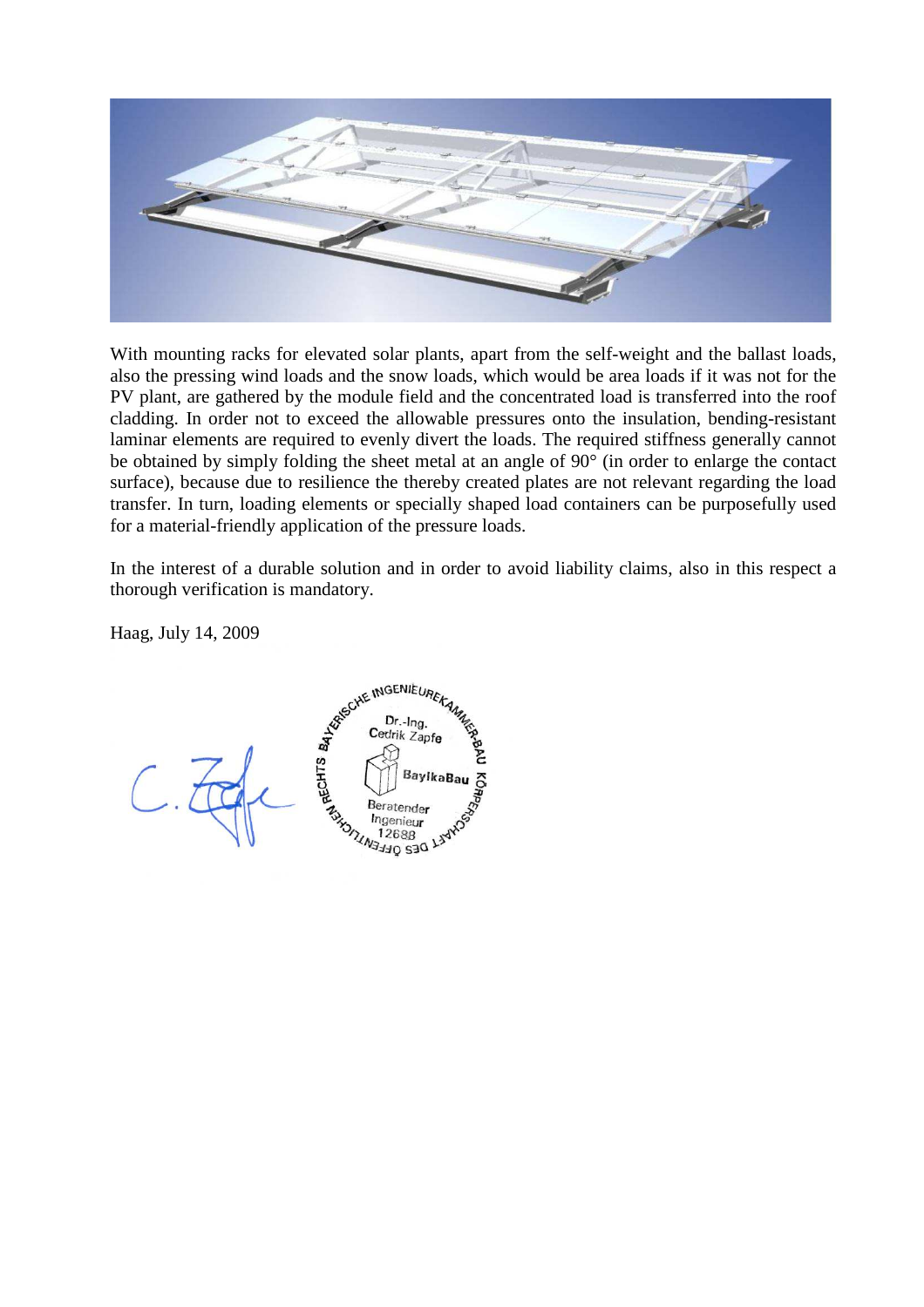With mounting racks for elevated solar plants, apart from the self-weight and the ballast loads, also the pressing wind loads and the snow loads, which would be area loads if it was not for the PV plant, are gathered by the module field and the concentrated load is transferred into the roof cladding. In order not to exceed the allowable pressures onto the insulation, bending-resistant laminar elements are required to evenly divert the loads. The required stiffness generally cannot be obtained by simply folding the sheet metal at an angle of 90° (in order to enlarge the contact surface), because due to resilience the thereby created plates are not relevant regarding the load transfer. In turn, loading elements or specially shaped load containers can be purposefully used for a material-friendly application of the pressure loads.

In the interest of a durable solution and in order to avoid liability claims, also in this respect a thorough verification is mandatory.

Haag, July 14, 2009

C. Zapfe

BAYERISCHE INGENIEUREKAMMER-BAU KÖRPERSCHAFT DES ÖFFENTLICHEN RECHTS
Dr.-Ing. Cedrik Zapfe
BayIkaBau
Beratender Ingenieur
12688